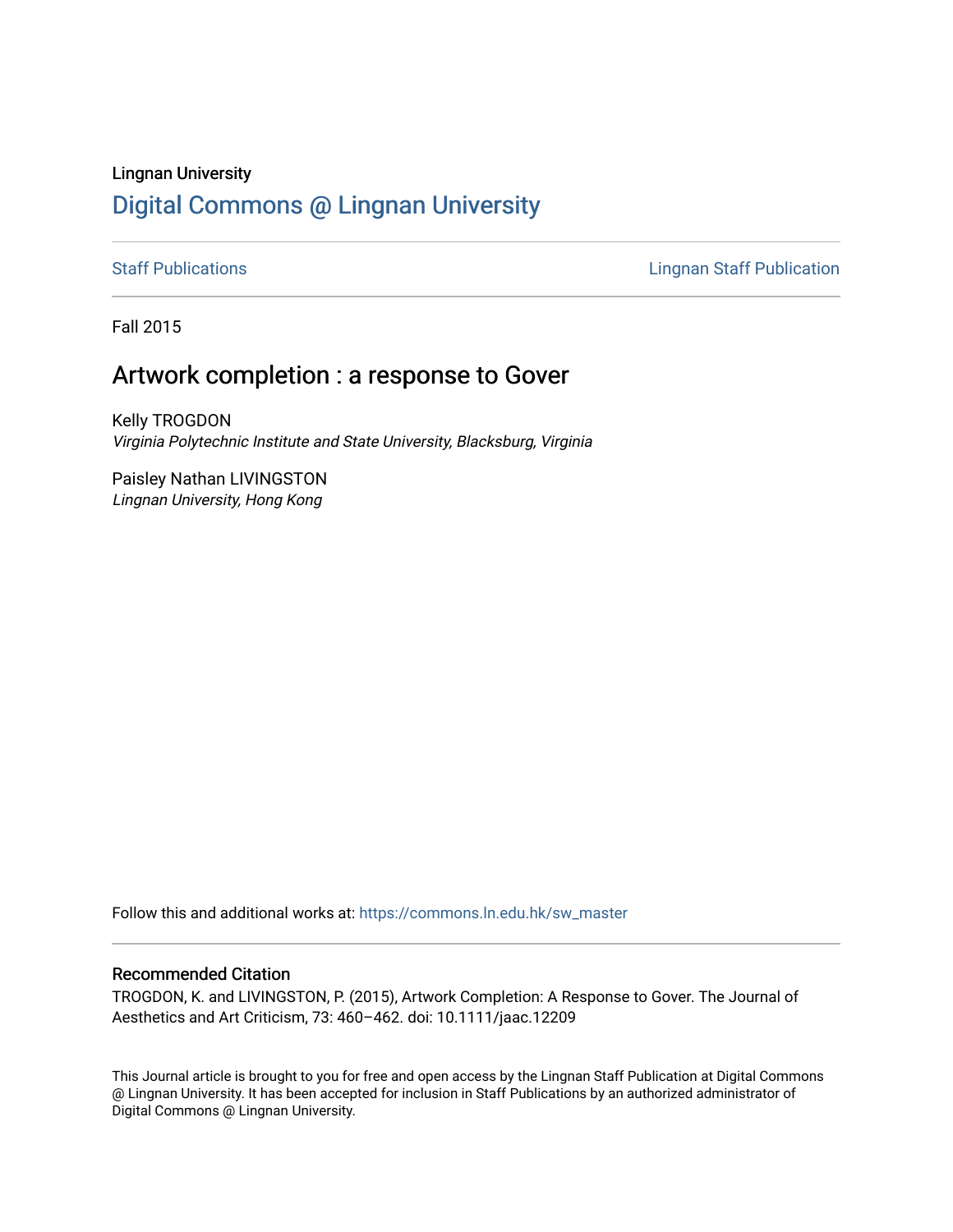Lingnan University

# Digital Commons @ Lingnan University

Staff Publications

Lingnan Staff Publication

Fall 2015

## Artwork completion : a response to Gover

Kelly TROGDON
*Virginia Polytechnic Institute and State University, Blacksburg, Virginia*

Paisley Nathan LIVINGSTON
*Lingnan University, Hong Kong*

Follow this and additional works at: https://commons.ln.edu.hk/sw_master

### Recommended Citation

TROGDON, K. and LIVINGSTON, P. (2015), Artwork Completion: A Response to Gover. The Journal of Aesthetics and Art Criticism, 73: 460–462. doi: 10.1111/jaac.12209

This Journal article is brought to you for free and open access by the Lingnan Staff Publication at Digital Commons @ Lingnan University. It has been accepted for inclusion in Staff Publications by an authorized administrator of Digital Commons @ Lingnan University.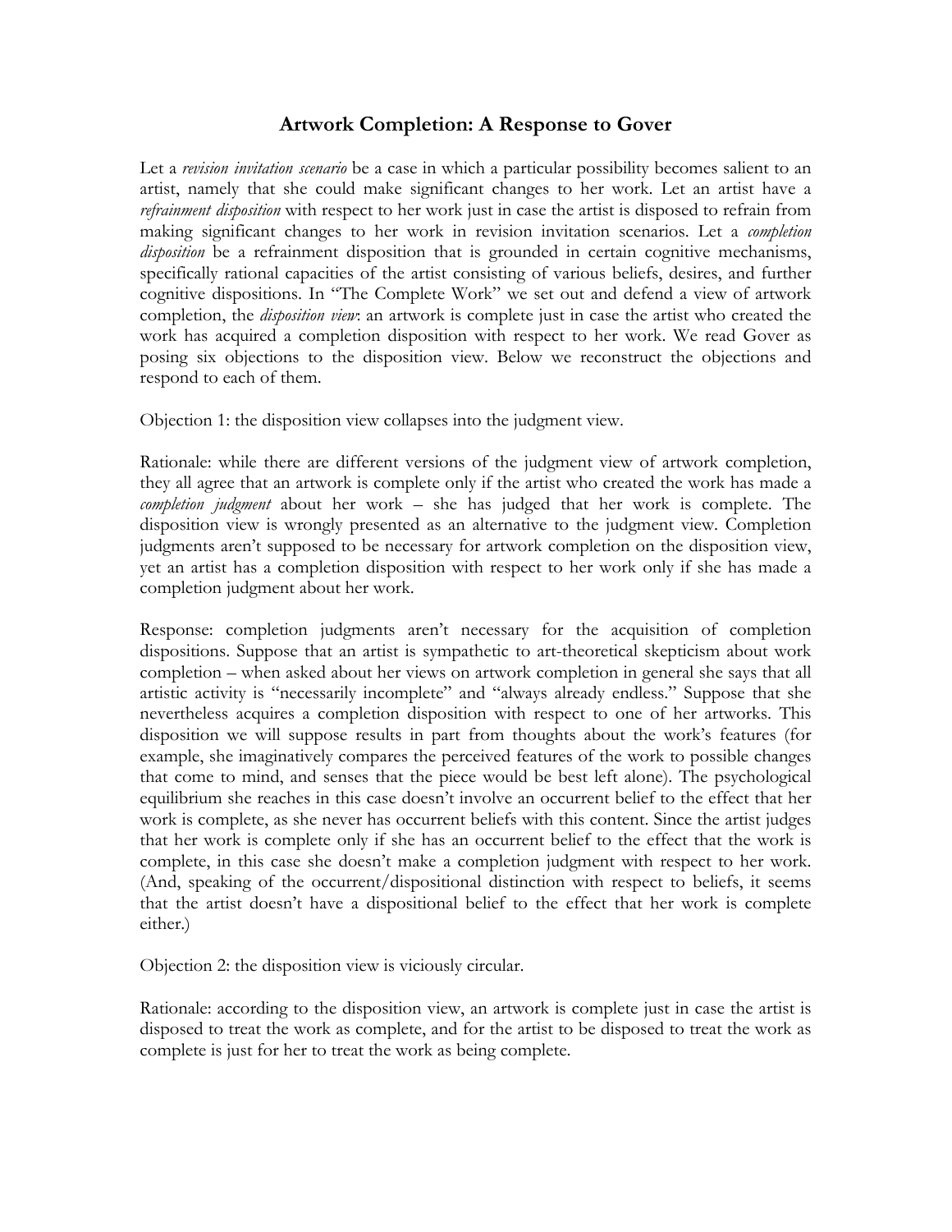# Artwork Completion: A Response to Gover

Let a *revision invitation scenario* be a case in which a particular possibility becomes salient to an artist, namely that she could make significant changes to her work. Let an artist have a *refrainment disposition* with respect to her work just in case the artist is disposed to refrain from making significant changes to her work in revision invitation scenarios. Let a *completion disposition* be a refrainment disposition that is grounded in certain cognitive mechanisms, specifically rational capacities of the artist consisting of various beliefs, desires, and further cognitive dispositions. In "The Complete Work" we set out and defend a view of artwork completion, the *disposition view*: an artwork is complete just in case the artist who created the work has acquired a completion disposition with respect to her work. We read Gover as posing six objections to the disposition view. Below we reconstruct the objections and respond to each of them.

Objection 1: the disposition view collapses into the judgment view.

Rationale: while there are different versions of the judgment view of artwork completion, they all agree that an artwork is complete only if the artist who created the work has made a *completion judgment* about her work – she has judged that her work is complete. The disposition view is wrongly presented as an alternative to the judgment view. Completion judgments aren't supposed to be necessary for artwork completion on the disposition view, yet an artist has a completion disposition with respect to her work only if she has made a completion judgment about her work.

Response: completion judgments aren't necessary for the acquisition of completion dispositions. Suppose that an artist is sympathetic to art-theoretical skepticism about work completion – when asked about her views on artwork completion in general she says that all artistic activity is "necessarily incomplete" and "always already endless." Suppose that she nevertheless acquires a completion disposition with respect to one of her artworks. This disposition we will suppose results in part from thoughts about the work's features (for example, she imaginatively compares the perceived features of the work to possible changes that come to mind, and senses that the piece would be best left alone). The psychological equilibrium she reaches in this case doesn't involve an occurrent belief to the effect that her work is complete, as she never has occurrent beliefs with this content. Since the artist judges that her work is complete only if she has an occurrent belief to the effect that the work is complete, in this case she doesn't make a completion judgment with respect to her work. (And, speaking of the occurrent/dispositional distinction with respect to beliefs, it seems that the artist doesn't have a dispositional belief to the effect that her work is complete either.)

Objection 2: the disposition view is viciously circular.

Rationale: according to the disposition view, an artwork is complete just in case the artist is disposed to treat the work as complete, and for the artist to be disposed to treat the work as complete is just for her to treat the work as being complete.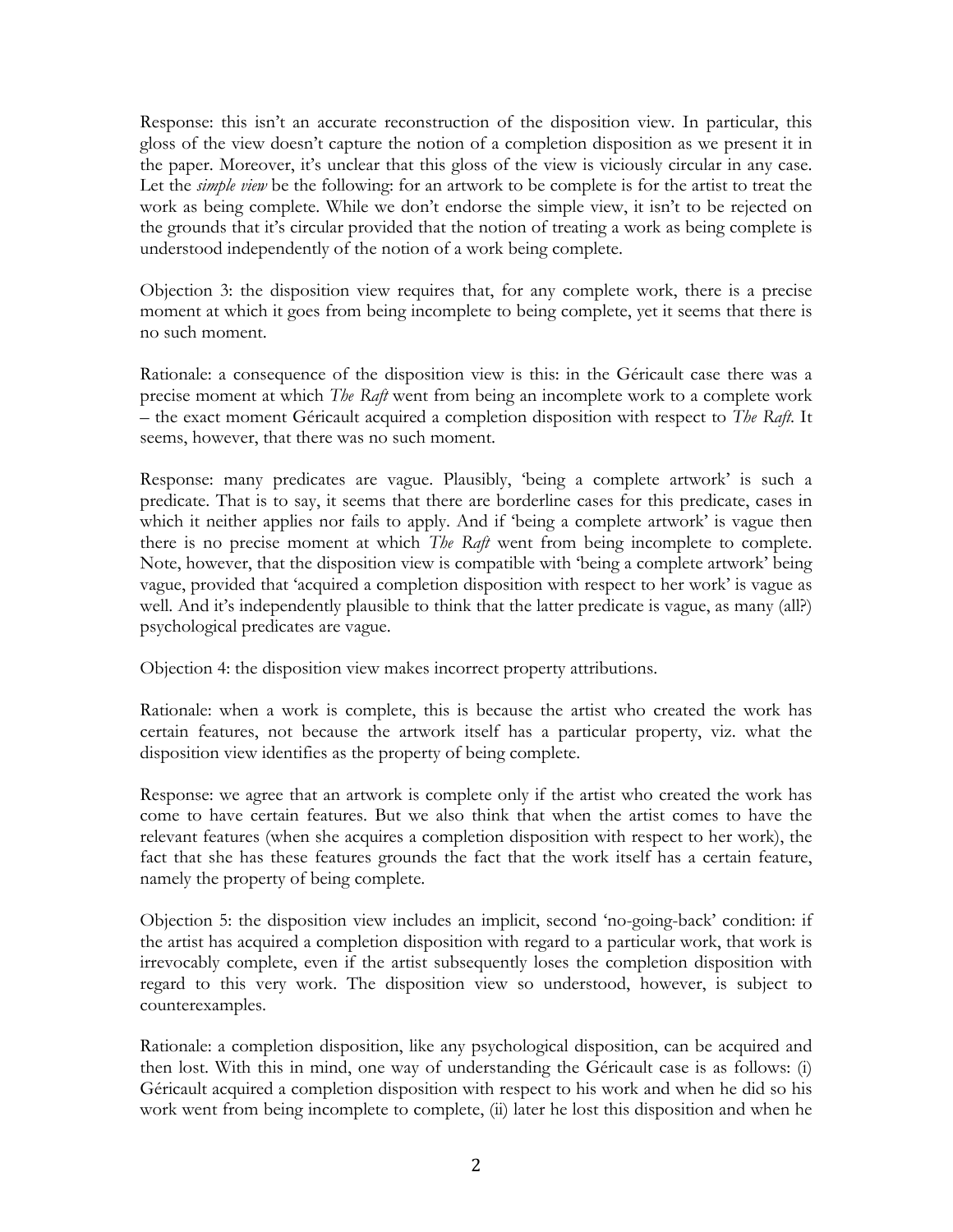Response: this isn't an accurate reconstruction of the disposition view. In particular, this gloss of the view doesn't capture the notion of a completion disposition as we present it in the paper. Moreover, it's unclear that this gloss of the view is viciously circular in any case. Let the *simple view* be the following: for an artwork to be complete is for the artist to treat the work as being complete. While we don't endorse the simple view, it isn't to be rejected on the grounds that it's circular provided that the notion of treating a work as being complete is understood independently of the notion of a work being complete.

Objection 3: the disposition view requires that, for any complete work, there is a precise moment at which it goes from being incomplete to being complete, yet it seems that there is no such moment.

Rationale: a consequence of the disposition view is this: in the Géricault case there was a precise moment at which *The Raft* went from being an incomplete work to a complete work – the exact moment Géricault acquired a completion disposition with respect to *The Raft*. It seems, however, that there was no such moment.

Response: many predicates are vague. Plausibly, 'being a complete artwork' is such a predicate. That is to say, it seems that there are borderline cases for this predicate, cases in which it neither applies nor fails to apply. And if 'being a complete artwork' is vague then there is no precise moment at which *The Raft* went from being incomplete to complete. Note, however, that the disposition view is compatible with 'being a complete artwork' being vague, provided that 'acquired a completion disposition with respect to her work' is vague as well. And it's independently plausible to think that the latter predicate is vague, as many (all?) psychological predicates are vague.

Objection 4: the disposition view makes incorrect property attributions.

Rationale: when a work is complete, this is because the artist who created the work has certain features, not because the artwork itself has a particular property, viz. what the disposition view identifies as the property of being complete.

Response: we agree that an artwork is complete only if the artist who created the work has come to have certain features. But we also think that when the artist comes to have the relevant features (when she acquires a completion disposition with respect to her work), the fact that she has these features grounds the fact that the work itself has a certain feature, namely the property of being complete.

Objection 5: the disposition view includes an implicit, second 'no-going-back' condition: if the artist has acquired a completion disposition with regard to a particular work, that work is irrevocably complete, even if the artist subsequently loses the completion disposition with regard to this very work. The disposition view so understood, however, is subject to counterexamples.

Rationale: a completion disposition, like any psychological disposition, can be acquired and then lost. With this in mind, one way of understanding the Géricault case is as follows: (i) Géricault acquired a completion disposition with respect to his work and when he did so his work went from being incomplete to complete, (ii) later he lost this disposition and when he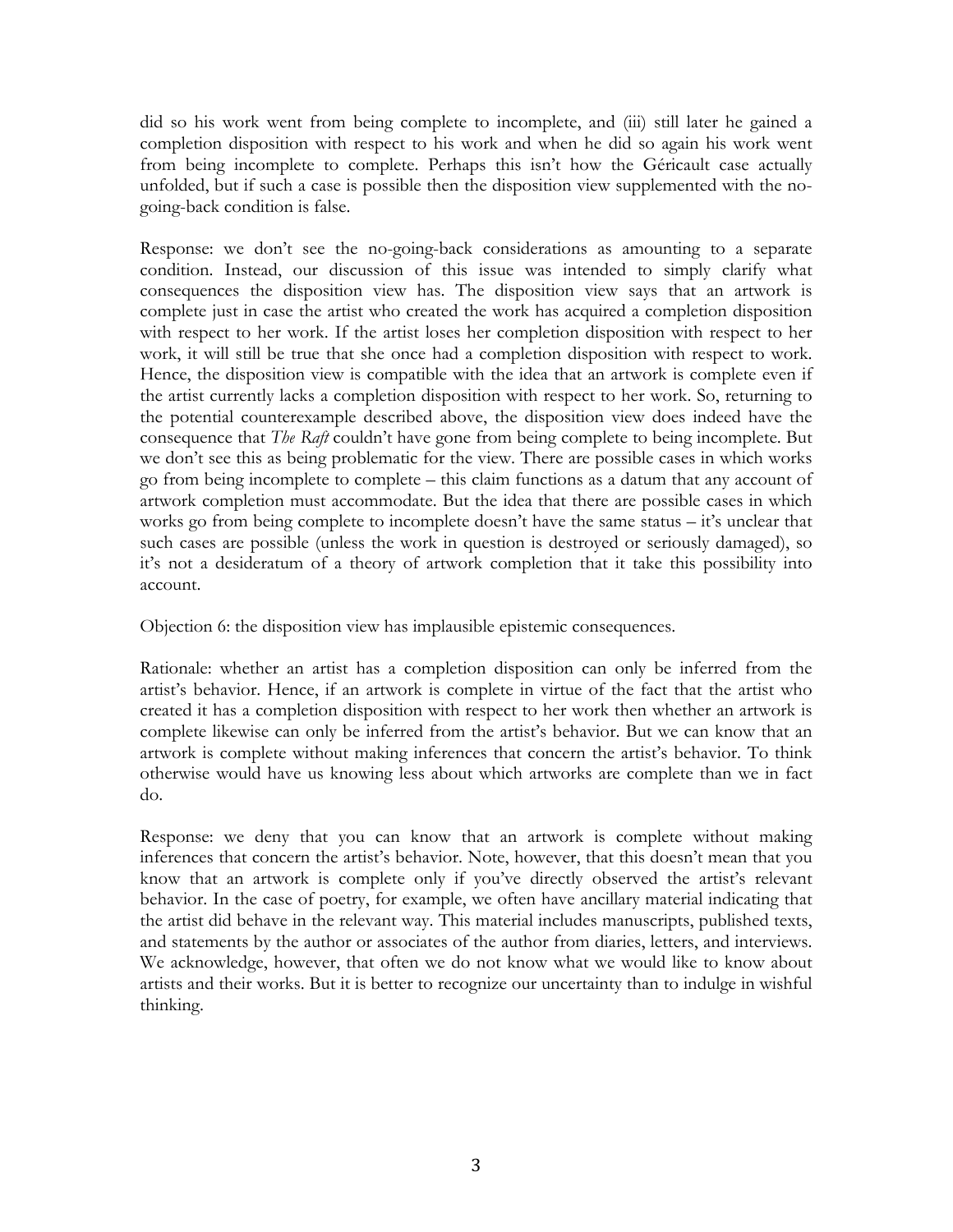did so his work went from being complete to incomplete, and (iii) still later he gained a completion disposition with respect to his work and when he did so again his work went from being incomplete to complete. Perhaps this isn't how the Géricault case actually unfolded, but if such a case is possible then the disposition view supplemented with the no-going-back condition is false.

Response: we don't see the no-going-back considerations as amounting to a separate condition. Instead, our discussion of this issue was intended to simply clarify what consequences the disposition view has. The disposition view says that an artwork is complete just in case the artist who created the work has acquired a completion disposition with respect to her work. If the artist loses her completion disposition with respect to her work, it will still be true that she once had a completion disposition with respect to work. Hence, the disposition view is compatible with the idea that an artwork is complete even if the artist currently lacks a completion disposition with respect to her work. So, returning to the potential counterexample described above, the disposition view does indeed have the consequence that *The Raft* couldn't have gone from being complete to being incomplete. But we don't see this as being problematic for the view. There are possible cases in which works go from being incomplete to complete – this claim functions as a datum that any account of artwork completion must accommodate. But the idea that there are possible cases in which works go from being complete to incomplete doesn't have the same status – it's unclear that such cases are possible (unless the work in question is destroyed or seriously damaged), so it's not a desideratum of a theory of artwork completion that it take this possibility into account.

Objection 6: the disposition view has implausible epistemic consequences.

Rationale: whether an artist has a completion disposition can only be inferred from the artist's behavior. Hence, if an artwork is complete in virtue of the fact that the artist who created it has a completion disposition with respect to her work then whether an artwork is complete likewise can only be inferred from the artist's behavior. But we can know that an artwork is complete without making inferences that concern the artist's behavior. To think otherwise would have us knowing less about which artworks are complete than we in fact do.

Response: we deny that you can know that an artwork is complete without making inferences that concern the artist's behavior. Note, however, that this doesn't mean that you know that an artwork is complete only if you've directly observed the artist's relevant behavior. In the case of poetry, for example, we often have ancillary material indicating that the artist did behave in the relevant way. This material includes manuscripts, published texts, and statements by the author or associates of the author from diaries, letters, and interviews. We acknowledge, however, that often we do not know what we would like to know about artists and their works. But it is better to recognize our uncertainty than to indulge in wishful thinking.